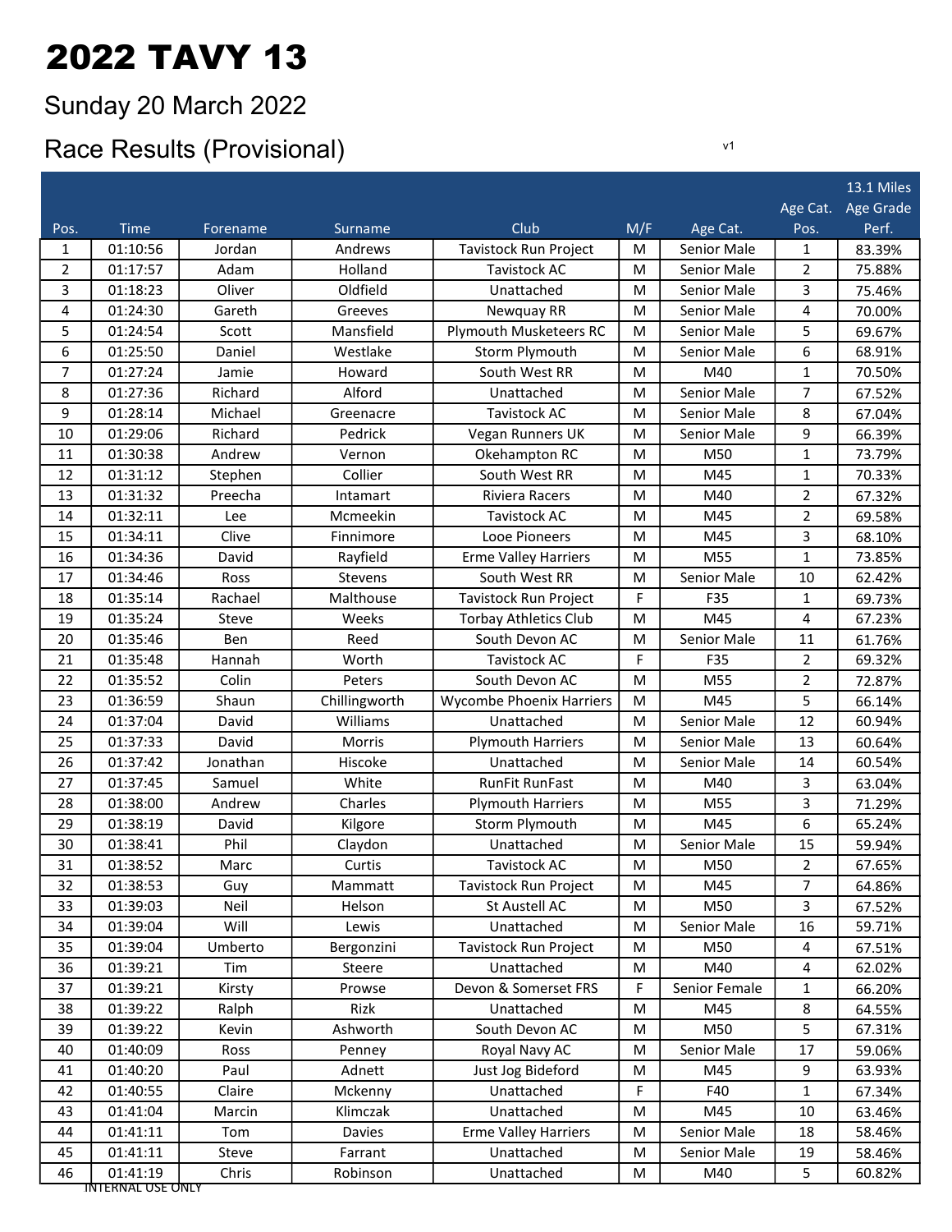# 2022 TAVY 13

## Sunday 20 March 2022

## Race Results (Provisional)

v1

| Pos. | Time | Forename | Surname | Club | M/F | Age Cat. | Age Cat. Pos. | 13.1 Miles Age Grade Perf. |
|---|---|---|---|---|---|---|---|---|
| 1 | 01:10:56 | Jordan | Andrews | Tavistock Run Project | M | Senior Male | 1 | 83.39% |
| 2 | 01:17:57 | Adam | Holland | Tavistock AC | M | Senior Male | 2 | 75.88% |
| 3 | 01:18:23 | Oliver | Oldfield | Unattached | M | Senior Male | 3 | 75.46% |
| 4 | 01:24:30 | Gareth | Greeves | Newquay RR | M | Senior Male | 4 | 70.00% |
| 5 | 01:24:54 | Scott | Mansfield | Plymouth Musketeers RC | M | Senior Male | 5 | 69.67% |
| 6 | 01:25:50 | Daniel | Westlake | Storm Plymouth | M | Senior Male | 6 | 68.91% |
| 7 | 01:27:24 | Jamie | Howard | South West RR | M | M40 | 1 | 70.50% |
| 8 | 01:27:36 | Richard | Alford | Unattached | M | Senior Male | 7 | 67.52% |
| 9 | 01:28:14 | Michael | Greenacre | Tavistock AC | M | Senior Male | 8 | 67.04% |
| 10 | 01:29:06 | Richard | Pedrick | Vegan Runners UK | M | Senior Male | 9 | 66.39% |
| 11 | 01:30:38 | Andrew | Vernon | Okehampton RC | M | M50 | 1 | 73.79% |
| 12 | 01:31:12 | Stephen | Collier | South West RR | M | M45 | 1 | 70.33% |
| 13 | 01:31:32 | Preecha | Intamart | Riviera Racers | M | M40 | 2 | 67.32% |
| 14 | 01:32:11 | Lee | Mcmeekin | Tavistock AC | M | M45 | 2 | 69.58% |
| 15 | 01:34:11 | Clive | Finnimore | Looe Pioneers | M | M45 | 3 | 68.10% |
| 16 | 01:34:36 | David | Rayfield | Erme Valley Harriers | M | M55 | 1 | 73.85% |
| 17 | 01:34:46 | Ross | Stevens | South West RR | M | Senior Male | 10 | 62.42% |
| 18 | 01:35:14 | Rachael | Malthouse | Tavistock Run Project | F | F35 | 1 | 69.73% |
| 19 | 01:35:24 | Steve | Weeks | Torbay Athletics Club | M | M45 | 4 | 67.23% |
| 20 | 01:35:46 | Ben | Reed | South Devon AC | M | Senior Male | 11 | 61.76% |
| 21 | 01:35:48 | Hannah | Worth | Tavistock AC | F | F35 | 2 | 69.32% |
| 22 | 01:35:52 | Colin | Peters | South Devon AC | M | M55 | 2 | 72.87% |
| 23 | 01:36:59 | Shaun | Chillingworth | Wycombe Phoenix Harriers | M | M45 | 5 | 66.14% |
| 24 | 01:37:04 | David | Williams | Unattached | M | Senior Male | 12 | 60.94% |
| 25 | 01:37:33 | David | Morris | Plymouth Harriers | M | Senior Male | 13 | 60.64% |
| 26 | 01:37:42 | Jonathan | Hiscoke | Unattached | M | Senior Male | 14 | 60.54% |
| 27 | 01:37:45 | Samuel | White | RunFit RunFast | M | M40 | 3 | 63.04% |
| 28 | 01:38:00 | Andrew | Charles | Plymouth Harriers | M | M55 | 3 | 71.29% |
| 29 | 01:38:19 | David | Kilgore | Storm Plymouth | M | M45 | 6 | 65.24% |
| 30 | 01:38:41 | Phil | Claydon | Unattached | M | Senior Male | 15 | 59.94% |
| 31 | 01:38:52 | Marc | Curtis | Tavistock AC | M | M50 | 2 | 67.65% |
| 32 | 01:38:53 | Guy | Mammatt | Tavistock Run Project | M | M45 | 7 | 64.86% |
| 33 | 01:39:03 | Neil | Helson | St Austell AC | M | M50 | 3 | 67.52% |
| 34 | 01:39:04 | Will | Lewis | Unattached | M | Senior Male | 16 | 59.71% |
| 35 | 01:39:04 | Umberto | Bergonzini | Tavistock Run Project | M | M50 | 4 | 67.51% |
| 36 | 01:39:21 | Tim | Steere | Unattached | M | M40 | 4 | 62.02% |
| 37 | 01:39:21 | Kirsty | Prowse | Devon & Somerset FRS | F | Senior Female | 1 | 66.20% |
| 38 | 01:39:22 | Ralph | Rizk | Unattached | M | M45 | 8 | 64.55% |
| 39 | 01:39:22 | Kevin | Ashworth | South Devon AC | M | M50 | 5 | 67.31% |
| 40 | 01:40:09 | Ross | Penney | Royal Navy AC | M | Senior Male | 17 | 59.06% |
| 41 | 01:40:20 | Paul | Adnett | Just Jog Bideford | M | M45 | 9 | 63.93% |
| 42 | 01:40:55 | Claire | Mckenny | Unattached | F | F40 | 1 | 67.34% |
| 43 | 01:41:04 | Marcin | Klimczak | Unattached | M | M45 | 10 | 63.46% |
| 44 | 01:41:11 | Tom | Davies | Erme Valley Harriers | M | Senior Male | 18 | 58.46% |
| 45 | 01:41:11 | Steve | Farrant | Unattached | M | Senior Male | 19 | 58.46% |
| 46 | 01:41:19 | Chris | Robinson | Unattached | M | M40 | 5 | 60.82% |

INTERNAL USE ONLY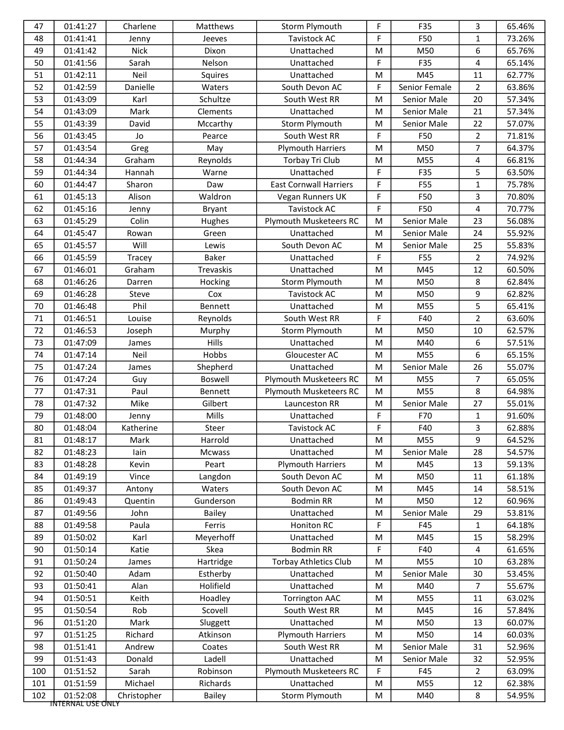| | | | | | | | | |
|---|---|---|---|---|---|---|---|---|
| 47 | 01:41:27 | Charlene | Matthews | Storm Plymouth | F | F35 | 3 | 65.46% |
| 48 | 01:41:41 | Jenny | Jeeves | Tavistock AC | F | F50 | 1 | 73.26% |
| 49 | 01:41:42 | Nick | Dixon | Unattached | M | M50 | 6 | 65.76% |
| 50 | 01:41:56 | Sarah | Nelson | Unattached | F | F35 | 4 | 65.14% |
| 51 | 01:42:11 | Neil | Squires | Unattached | M | M45 | 11 | 62.77% |
| 52 | 01:42:59 | Danielle | Waters | South Devon AC | F | Senior Female | 2 | 63.86% |
| 53 | 01:43:09 | Karl | Schultze | South West RR | M | Senior Male | 20 | 57.34% |
| 54 | 01:43:09 | Mark | Clements | Unattached | M | Senior Male | 21 | 57.34% |
| 55 | 01:43:39 | David | Mccarthy | Storm Plymouth | M | Senior Male | 22 | 57.07% |
| 56 | 01:43:45 | Jo | Pearce | South West RR | F | F50 | 2 | 71.81% |
| 57 | 01:43:54 | Greg | May | Plymouth Harriers | M | M50 | 7 | 64.37% |
| 58 | 01:44:34 | Graham | Reynolds | Torbay Tri Club | M | M55 | 4 | 66.81% |
| 59 | 01:44:34 | Hannah | Warne | Unattached | F | F35 | 5 | 63.50% |
| 60 | 01:44:47 | Sharon | Daw | East Cornwall Harriers | F | F55 | 1 | 75.78% |
| 61 | 01:45:13 | Alison | Waldron | Vegan Runners UK | F | F50 | 3 | 70.80% |
| 62 | 01:45:16 | Jenny | Bryant | Tavistock AC | F | F50 | 4 | 70.77% |
| 63 | 01:45:29 | Colin | Hughes | Plymouth Musketeers RC | M | Senior Male | 23 | 56.08% |
| 64 | 01:45:47 | Rowan | Green | Unattached | M | Senior Male | 24 | 55.92% |
| 65 | 01:45:57 | Will | Lewis | South Devon AC | M | Senior Male | 25 | 55.83% |
| 66 | 01:45:59 | Tracey | Baker | Unattached | F | F55 | 2 | 74.92% |
| 67 | 01:46:01 | Graham | Trevaskis | Unattached | M | M45 | 12 | 60.50% |
| 68 | 01:46:26 | Darren | Hocking | Storm Plymouth | M | M50 | 8 | 62.84% |
| 69 | 01:46:28 | Steve | Cox | Tavistock AC | M | M50 | 9 | 62.82% |
| 70 | 01:46:48 | Phil | Bennett | Unattached | M | M55 | 5 | 65.41% |
| 71 | 01:46:51 | Louise | Reynolds | South West RR | F | F40 | 2 | 63.60% |
| 72 | 01:46:53 | Joseph | Murphy | Storm Plymouth | M | M50 | 10 | 62.57% |
| 73 | 01:47:09 | James | Hills | Unattached | M | M40 | 6 | 57.51% |
| 74 | 01:47:14 | Neil | Hobbs | Gloucester AC | M | M55 | 6 | 65.15% |
| 75 | 01:47:24 | James | Shepherd | Unattached | M | Senior Male | 26 | 55.07% |
| 76 | 01:47:24 | Guy | Boswell | Plymouth Musketeers RC | M | M55 | 7 | 65.05% |
| 77 | 01:47:31 | Paul | Bennett | Plymouth Musketeers RC | M | M55 | 8 | 64.98% |
| 78 | 01:47:32 | Mike | Gilbert | Launceston RR | M | Senior Male | 27 | 55.01% |
| 79 | 01:48:00 | Jenny | Mills | Unattached | F | F70 | 1 | 91.60% |
| 80 | 01:48:04 | Katherine | Steer | Tavistock AC | F | F40 | 3 | 62.88% |
| 81 | 01:48:17 | Mark | Harrold | Unattached | M | M55 | 9 | 64.52% |
| 82 | 01:48:23 | Iain | Mcwass | Unattached | M | Senior Male | 28 | 54.57% |
| 83 | 01:48:28 | Kevin | Peart | Plymouth Harriers | M | M45 | 13 | 59.13% |
| 84 | 01:49:19 | Vince | Langdon | South Devon AC | M | M50 | 11 | 61.18% |
| 85 | 01:49:37 | Antony | Waters | South Devon AC | M | M45 | 14 | 58.51% |
| 86 | 01:49:43 | Quentin | Gunderson | Bodmin RR | M | M50 | 12 | 60.96% |
| 87 | 01:49:56 | John | Bailey | Unattached | M | Senior Male | 29 | 53.81% |
| 88 | 01:49:58 | Paula | Ferris | Honiton RC | F | F45 | 1 | 64.18% |
| 89 | 01:50:02 | Karl | Meyerhoff | Unattached | M | M45 | 15 | 58.29% |
| 90 | 01:50:14 | Katie | Skea | Bodmin RR | F | F40 | 4 | 61.65% |
| 91 | 01:50:24 | James | Hartridge | Torbay Athletics Club | M | M55 | 10 | 63.28% |
| 92 | 01:50:40 | Adam | Estherby | Unattached | M | Senior Male | 30 | 53.45% |
| 93 | 01:50:41 | Alan | Holifield | Unattached | M | M40 | 7 | 55.67% |
| 94 | 01:50:51 | Keith | Hoadley | Torrington AAC | M | M55 | 11 | 63.02% |
| 95 | 01:50:54 | Rob | Scovell | South West RR | M | M45 | 16 | 57.84% |
| 96 | 01:51:20 | Mark | Sluggett | Unattached | M | M50 | 13 | 60.07% |
| 97 | 01:51:25 | Richard | Atkinson | Plymouth Harriers | M | M50 | 14 | 60.03% |
| 98 | 01:51:41 | Andrew | Coates | South West RR | M | Senior Male | 31 | 52.96% |
| 99 | 01:51:43 | Donald | Ladell | Unattached | M | Senior Male | 32 | 52.95% |
| 100 | 01:51:52 | Sarah | Robinson | Plymouth Musketeers RC | F | F45 | 2 | 63.09% |
| 101 | 01:51:59 | Michael | Richards | Unattached | M | M55 | 12 | 62.38% |
| 102 | 01:52:08 | Christopher | Bailey | Storm Plymouth | M | M40 | 8 | 54.95% |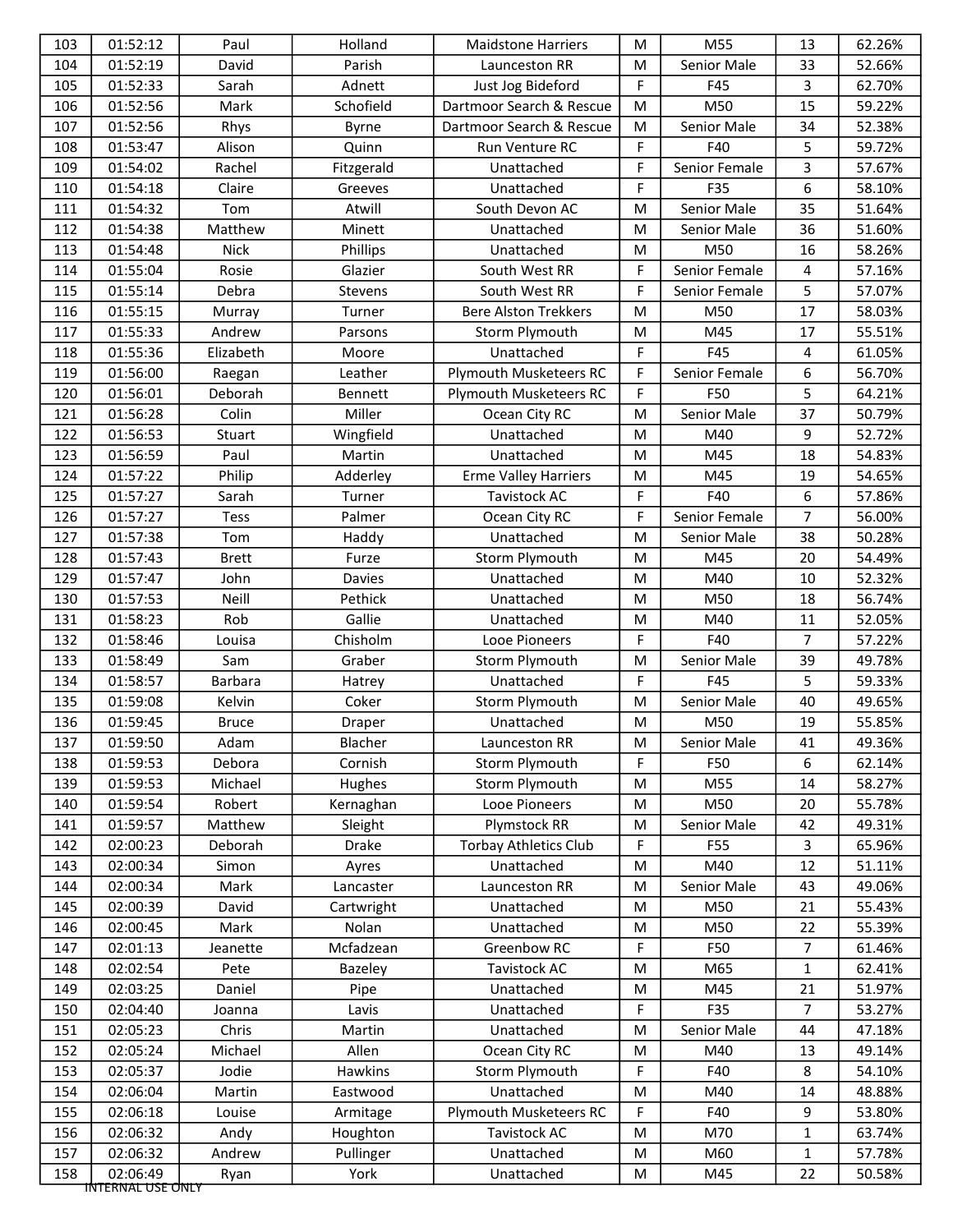| | | | | | | | | |
|---|---|---|---|---|---|---|---|---|
| 103 | 01:52:12 | Paul | Holland | Maidstone Harriers | M | M55 | 13 | 62.26% |
| 104 | 01:52:19 | David | Parish | Launceston RR | M | Senior Male | 33 | 52.66% |
| 105 | 01:52:33 | Sarah | Adnett | Just Jog Bideford | F | F45 | 3 | 62.70% |
| 106 | 01:52:56 | Mark | Schofield | Dartmoor Search & Rescue | M | M50 | 15 | 59.22% |
| 107 | 01:52:56 | Rhys | Byrne | Dartmoor Search & Rescue | M | Senior Male | 34 | 52.38% |
| 108 | 01:53:47 | Alison | Quinn | Run Venture RC | F | F40 | 5 | 59.72% |
| 109 | 01:54:02 | Rachel | Fitzgerald | Unattached | F | Senior Female | 3 | 57.67% |
| 110 | 01:54:18 | Claire | Greeves | Unattached | F | F35 | 6 | 58.10% |
| 111 | 01:54:32 | Tom | Atwill | South Devon AC | M | Senior Male | 35 | 51.64% |
| 112 | 01:54:38 | Matthew | Minett | Unattached | M | Senior Male | 36 | 51.60% |
| 113 | 01:54:48 | Nick | Phillips | Unattached | M | M50 | 16 | 58.26% |
| 114 | 01:55:04 | Rosie | Glazier | South West RR | F | Senior Female | 4 | 57.16% |
| 115 | 01:55:14 | Debra | Stevens | South West RR | F | Senior Female | 5 | 57.07% |
| 116 | 01:55:15 | Murray | Turner | Bere Alston Trekkers | M | M50 | 17 | 58.03% |
| 117 | 01:55:33 | Andrew | Parsons | Storm Plymouth | M | M45 | 17 | 55.51% |
| 118 | 01:55:36 | Elizabeth | Moore | Unattached | F | F45 | 4 | 61.05% |
| 119 | 01:56:00 | Raegan | Leather | Plymouth Musketeers RC | F | Senior Female | 6 | 56.70% |
| 120 | 01:56:01 | Deborah | Bennett | Plymouth Musketeers RC | F | F50 | 5 | 64.21% |
| 121 | 01:56:28 | Colin | Miller | Ocean City RC | M | Senior Male | 37 | 50.79% |
| 122 | 01:56:53 | Stuart | Wingfield | Unattached | M | M40 | 9 | 52.72% |
| 123 | 01:56:59 | Paul | Martin | Unattached | M | M45 | 18 | 54.83% |
| 124 | 01:57:22 | Philip | Adderley | Erme Valley Harriers | M | M45 | 19 | 54.65% |
| 125 | 01:57:27 | Sarah | Turner | Tavistock AC | F | F40 | 6 | 57.86% |
| 126 | 01:57:27 | Tess | Palmer | Ocean City RC | F | Senior Female | 7 | 56.00% |
| 127 | 01:57:38 | Tom | Haddy | Unattached | M | Senior Male | 38 | 50.28% |
| 128 | 01:57:43 | Brett | Furze | Storm Plymouth | M | M45 | 20 | 54.49% |
| 129 | 01:57:47 | John | Davies | Unattached | M | M40 | 10 | 52.32% |
| 130 | 01:57:53 | Neill | Pethick | Unattached | M | M50 | 18 | 56.74% |
| 131 | 01:58:23 | Rob | Gallie | Unattached | M | M40 | 11 | 52.05% |
| 132 | 01:58:46 | Louisa | Chisholm | Looe Pioneers | F | F40 | 7 | 57.22% |
| 133 | 01:58:49 | Sam | Graber | Storm Plymouth | M | Senior Male | 39 | 49.78% |
| 134 | 01:58:57 | Barbara | Hatrey | Unattached | F | F45 | 5 | 59.33% |
| 135 | 01:59:08 | Kelvin | Coker | Storm Plymouth | M | Senior Male | 40 | 49.65% |
| 136 | 01:59:45 | Bruce | Draper | Unattached | M | M50 | 19 | 55.85% |
| 137 | 01:59:50 | Adam | Blacher | Launceston RR | M | Senior Male | 41 | 49.36% |
| 138 | 01:59:53 | Debora | Cornish | Storm Plymouth | F | F50 | 6 | 62.14% |
| 139 | 01:59:53 | Michael | Hughes | Storm Plymouth | M | M55 | 14 | 58.27% |
| 140 | 01:59:54 | Robert | Kernaghan | Looe Pioneers | M | M50 | 20 | 55.78% |
| 141 | 01:59:57 | Matthew | Sleight | Plymstock RR | M | Senior Male | 42 | 49.31% |
| 142 | 02:00:23 | Deborah | Drake | Torbay Athletics Club | F | F55 | 3 | 65.96% |
| 143 | 02:00:34 | Simon | Ayres | Unattached | M | M40 | 12 | 51.11% |
| 144 | 02:00:34 | Mark | Lancaster | Launceston RR | M | Senior Male | 43 | 49.06% |
| 145 | 02:00:39 | David | Cartwright | Unattached | M | M50 | 21 | 55.43% |
| 146 | 02:00:45 | Mark | Nolan | Unattached | M | M50 | 22 | 55.39% |
| 147 | 02:01:13 | Jeanette | Mcfadzean | Greenbow RC | F | F50 | 7 | 61.46% |
| 148 | 02:02:54 | Pete | Bazeley | Tavistock AC | M | M65 | 1 | 62.41% |
| 149 | 02:03:25 | Daniel | Pipe | Unattached | M | M45 | 21 | 51.97% |
| 150 | 02:04:40 | Joanna | Lavis | Unattached | F | F35 | 7 | 53.27% |
| 151 | 02:05:23 | Chris | Martin | Unattached | M | Senior Male | 44 | 47.18% |
| 152 | 02:05:24 | Michael | Allen | Ocean City RC | M | M40 | 13 | 49.14% |
| 153 | 02:05:37 | Jodie | Hawkins | Storm Plymouth | F | F40 | 8 | 54.10% |
| 154 | 02:06:04 | Martin | Eastwood | Unattached | M | M40 | 14 | 48.88% |
| 155 | 02:06:18 | Louise | Armitage | Plymouth Musketeers RC | F | F40 | 9 | 53.80% |
| 156 | 02:06:32 | Andy | Houghton | Tavistock AC | M | M70 | 1 | 63.74% |
| 157 | 02:06:32 | Andrew | Pullinger | Unattached | M | M60 | 1 | 57.78% |
| 158 | 02:06:49 | Ryan | York | Unattached | M | M45 | 22 | 50.58% |

INTERNAL USE ONLY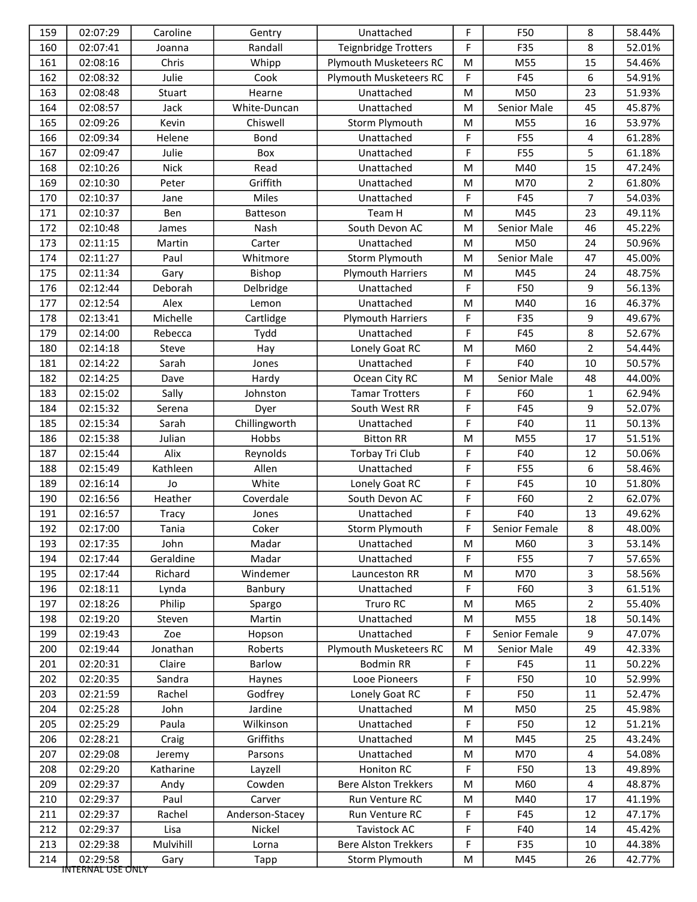| | | | | | | | | |
|---|---|---|---|---|---|---|---|---|
| 159 | 02:07:29 | Caroline | Gentry | Unattached | F | F50 | 8 | 58.44% |
| 160 | 02:07:41 | Joanna | Randall | Teignbridge Trotters | F | F35 | 8 | 52.01% |
| 161 | 02:08:16 | Chris | Whipp | Plymouth Musketeers RC | M | M55 | 15 | 54.46% |
| 162 | 02:08:32 | Julie | Cook | Plymouth Musketeers RC | F | F45 | 6 | 54.91% |
| 163 | 02:08:48 | Stuart | Hearne | Unattached | M | M50 | 23 | 51.93% |
| 164 | 02:08:57 | Jack | White-Duncan | Unattached | M | Senior Male | 45 | 45.87% |
| 165 | 02:09:26 | Kevin | Chiswell | Storm Plymouth | M | M55 | 16 | 53.97% |
| 166 | 02:09:34 | Helene | Bond | Unattached | F | F55 | 4 | 61.28% |
| 167 | 02:09:47 | Julie | Box | Unattached | F | F55 | 5 | 61.18% |
| 168 | 02:10:26 | Nick | Read | Unattached | M | M40 | 15 | 47.24% |
| 169 | 02:10:30 | Peter | Griffith | Unattached | M | M70 | 2 | 61.80% |
| 170 | 02:10:37 | Jane | Miles | Unattached | F | F45 | 7 | 54.03% |
| 171 | 02:10:37 | Ben | Batteson | Team H | M | M45 | 23 | 49.11% |
| 172 | 02:10:48 | James | Nash | South Devon AC | M | Senior Male | 46 | 45.22% |
| 173 | 02:11:15 | Martin | Carter | Unattached | M | M50 | 24 | 50.96% |
| 174 | 02:11:27 | Paul | Whitmore | Storm Plymouth | M | Senior Male | 47 | 45.00% |
| 175 | 02:11:34 | Gary | Bishop | Plymouth Harriers | M | M45 | 24 | 48.75% |
| 176 | 02:12:44 | Deborah | Delbridge | Unattached | F | F50 | 9 | 56.13% |
| 177 | 02:12:54 | Alex | Lemon | Unattached | M | M40 | 16 | 46.37% |
| 178 | 02:13:41 | Michelle | Cartlidge | Plymouth Harriers | F | F35 | 9 | 49.67% |
| 179 | 02:14:00 | Rebecca | Tydd | Unattached | F | F45 | 8 | 52.67% |
| 180 | 02:14:18 | Steve | Hay | Lonely Goat RC | M | M60 | 2 | 54.44% |
| 181 | 02:14:22 | Sarah | Jones | Unattached | F | F40 | 10 | 50.57% |
| 182 | 02:14:25 | Dave | Hardy | Ocean City RC | M | Senior Male | 48 | 44.00% |
| 183 | 02:15:02 | Sally | Johnston | Tamar Trotters | F | F60 | 1 | 62.94% |
| 184 | 02:15:32 | Serena | Dyer | South West RR | F | F45 | 9 | 52.07% |
| 185 | 02:15:34 | Sarah | Chillingworth | Unattached | F | F40 | 11 | 50.13% |
| 186 | 02:15:38 | Julian | Hobbs | Bitton RR | M | M55 | 17 | 51.51% |
| 187 | 02:15:44 | Alix | Reynolds | Torbay Tri Club | F | F40 | 12 | 50.06% |
| 188 | 02:15:49 | Kathleen | Allen | Unattached | F | F55 | 6 | 58.46% |
| 189 | 02:16:14 | Jo | White | Lonely Goat RC | F | F45 | 10 | 51.80% |
| 190 | 02:16:56 | Heather | Coverdale | South Devon AC | F | F60 | 2 | 62.07% |
| 191 | 02:16:57 | Tracy | Jones | Unattached | F | F40 | 13 | 49.62% |
| 192 | 02:17:00 | Tania | Coker | Storm Plymouth | F | Senior Female | 8 | 48.00% |
| 193 | 02:17:35 | John | Madar | Unattached | M | M60 | 3 | 53.14% |
| 194 | 02:17:44 | Geraldine | Madar | Unattached | F | F55 | 7 | 57.65% |
| 195 | 02:17:44 | Richard | Windemer | Launceston RR | M | M70 | 3 | 58.56% |
| 196 | 02:18:11 | Lynda | Banbury | Unattached | F | F60 | 3 | 61.51% |
| 197 | 02:18:26 | Philip | Spargo | Truro RC | M | M65 | 2 | 55.40% |
| 198 | 02:19:20 | Steven | Martin | Unattached | M | M55 | 18 | 50.14% |
| 199 | 02:19:43 | Zoe | Hopson | Unattached | F | Senior Female | 9 | 47.07% |
| 200 | 02:19:44 | Jonathan | Roberts | Plymouth Musketeers RC | M | Senior Male | 49 | 42.33% |
| 201 | 02:20:31 | Claire | Barlow | Bodmin RR | F | F45 | 11 | 50.22% |
| 202 | 02:20:35 | Sandra | Haynes | Looe Pioneers | F | F50 | 10 | 52.99% |
| 203 | 02:21:59 | Rachel | Godfrey | Lonely Goat RC | F | F50 | 11 | 52.47% |
| 204 | 02:25:28 | John | Jardine | Unattached | M | M50 | 25 | 45.98% |
| 205 | 02:25:29 | Paula | Wilkinson | Unattached | F | F50 | 12 | 51.21% |
| 206 | 02:28:21 | Craig | Griffiths | Unattached | M | M45 | 25 | 43.24% |
| 207 | 02:29:08 | Jeremy | Parsons | Unattached | M | M70 | 4 | 54.08% |
| 208 | 02:29:20 | Katharine | Layzell | Honiton RC | F | F50 | 13 | 49.89% |
| 209 | 02:29:37 | Andy | Cowden | Bere Alston Trekkers | M | M60 | 4 | 48.87% |
| 210 | 02:29:37 | Paul | Carver | Run Venture RC | M | M40 | 17 | 41.19% |
| 211 | 02:29:37 | Rachel | Anderson-Stacey | Run Venture RC | F | F45 | 12 | 47.17% |
| 212 | 02:29:37 | Lisa | Nickel | Tavistock AC | F | F40 | 14 | 45.42% |
| 213 | 02:29:38 | Mulvihill | Lorna | Bere Alston Trekkers | F | F35 | 10 | 44.38% |
| 214 | 02:29:58 | Gary | Tapp | Storm Plymouth | M | M45 | 26 | 42.77% |

INTERNAL USE ONLY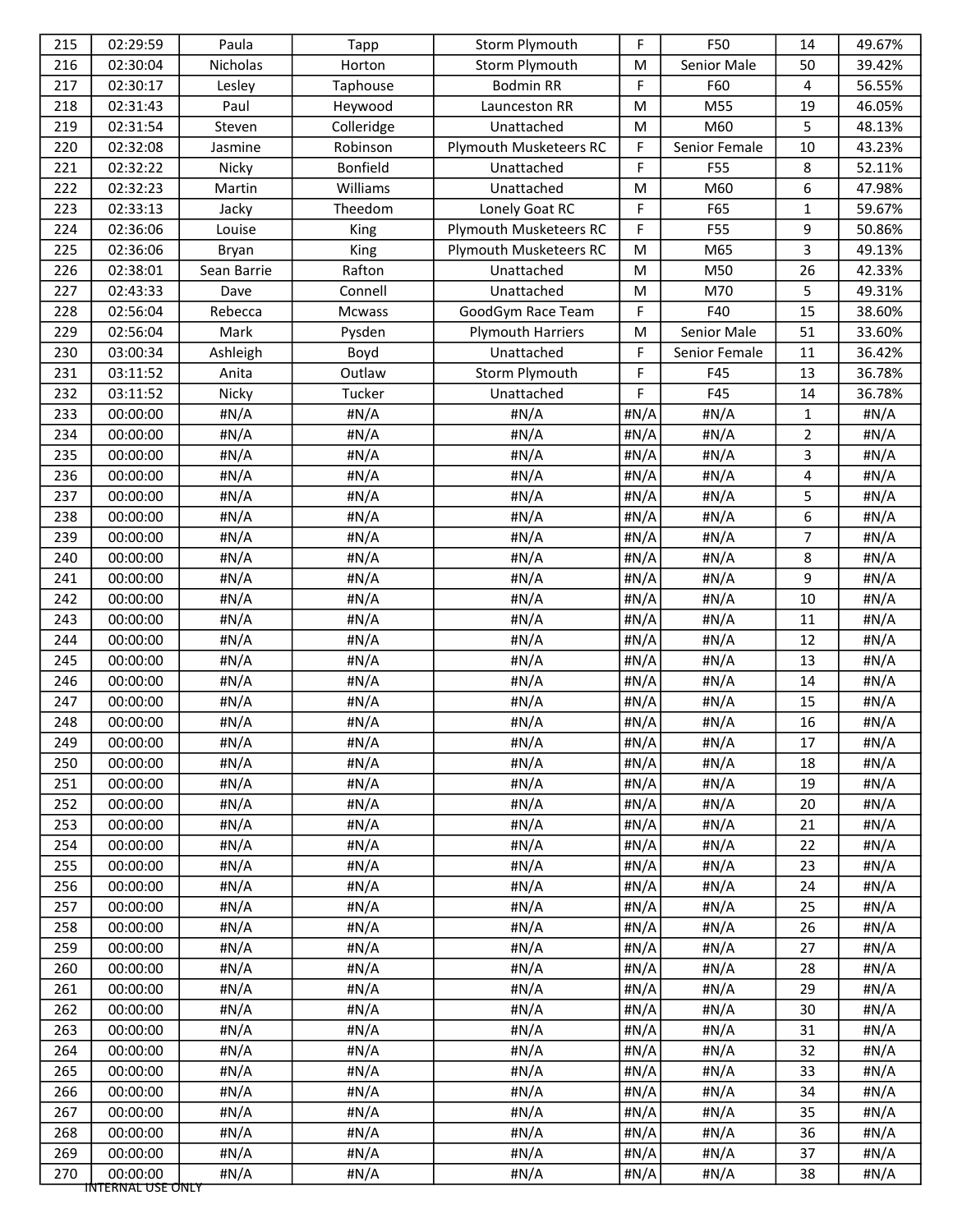| | | | | | | | | |
|---|---|---|---|---|---|---|---|---|
| 215 | 02:29:59 | Paula | Tapp | Storm Plymouth | F | F50 | 14 | 49.67% |
| 216 | 02:30:04 | Nicholas | Horton | Storm Plymouth | M | Senior Male | 50 | 39.42% |
| 217 | 02:30:17 | Lesley | Taphouse | Bodmin RR | F | F60 | 4 | 56.55% |
| 218 | 02:31:43 | Paul | Heywood | Launceston RR | M | M55 | 19 | 46.05% |
| 219 | 02:31:54 | Steven | Colleridge | Unattached | M | M60 | 5 | 48.13% |
| 220 | 02:32:08 | Jasmine | Robinson | Plymouth Musketeers RC | F | Senior Female | 10 | 43.23% |
| 221 | 02:32:22 | Nicky | Bonfield | Unattached | F | F55 | 8 | 52.11% |
| 222 | 02:32:23 | Martin | Williams | Unattached | M | M60 | 6 | 47.98% |
| 223 | 02:33:13 | Jacky | Theedom | Lonely Goat RC | F | F65 | 1 | 59.67% |
| 224 | 02:36:06 | Louise | King | Plymouth Musketeers RC | F | F55 | 9 | 50.86% |
| 225 | 02:36:06 | Bryan | King | Plymouth Musketeers RC | M | M65 | 3 | 49.13% |
| 226 | 02:38:01 | Sean Barrie | Rafton | Unattached | M | M50 | 26 | 42.33% |
| 227 | 02:43:33 | Dave | Connell | Unattached | M | M70 | 5 | 49.31% |
| 228 | 02:56:04 | Rebecca | Mcwass | GoodGym Race Team | F | F40 | 15 | 38.60% |
| 229 | 02:56:04 | Mark | Pysden | Plymouth Harriers | M | Senior Male | 51 | 33.60% |
| 230 | 03:00:34 | Ashleigh | Boyd | Unattached | F | Senior Female | 11 | 36.42% |
| 231 | 03:11:52 | Anita | Outlaw | Storm Plymouth | F | F45 | 13 | 36.78% |
| 232 | 03:11:52 | Nicky | Tucker | Unattached | F | F45 | 14 | 36.78% |
| 233 | 00:00:00 | #N/A | #N/A | #N/A | #N/A | #N/A | 1 | #N/A |
| 234 | 00:00:00 | #N/A | #N/A | #N/A | #N/A | #N/A | 2 | #N/A |
| 235 | 00:00:00 | #N/A | #N/A | #N/A | #N/A | #N/A | 3 | #N/A |
| 236 | 00:00:00 | #N/A | #N/A | #N/A | #N/A | #N/A | 4 | #N/A |
| 237 | 00:00:00 | #N/A | #N/A | #N/A | #N/A | #N/A | 5 | #N/A |
| 238 | 00:00:00 | #N/A | #N/A | #N/A | #N/A | #N/A | 6 | #N/A |
| 239 | 00:00:00 | #N/A | #N/A | #N/A | #N/A | #N/A | 7 | #N/A |
| 240 | 00:00:00 | #N/A | #N/A | #N/A | #N/A | #N/A | 8 | #N/A |
| 241 | 00:00:00 | #N/A | #N/A | #N/A | #N/A | #N/A | 9 | #N/A |
| 242 | 00:00:00 | #N/A | #N/A | #N/A | #N/A | #N/A | 10 | #N/A |
| 243 | 00:00:00 | #N/A | #N/A | #N/A | #N/A | #N/A | 11 | #N/A |
| 244 | 00:00:00 | #N/A | #N/A | #N/A | #N/A | #N/A | 12 | #N/A |
| 245 | 00:00:00 | #N/A | #N/A | #N/A | #N/A | #N/A | 13 | #N/A |
| 246 | 00:00:00 | #N/A | #N/A | #N/A | #N/A | #N/A | 14 | #N/A |
| 247 | 00:00:00 | #N/A | #N/A | #N/A | #N/A | #N/A | 15 | #N/A |
| 248 | 00:00:00 | #N/A | #N/A | #N/A | #N/A | #N/A | 16 | #N/A |
| 249 | 00:00:00 | #N/A | #N/A | #N/A | #N/A | #N/A | 17 | #N/A |
| 250 | 00:00:00 | #N/A | #N/A | #N/A | #N/A | #N/A | 18 | #N/A |
| 251 | 00:00:00 | #N/A | #N/A | #N/A | #N/A | #N/A | 19 | #N/A |
| 252 | 00:00:00 | #N/A | #N/A | #N/A | #N/A | #N/A | 20 | #N/A |
| 253 | 00:00:00 | #N/A | #N/A | #N/A | #N/A | #N/A | 21 | #N/A |
| 254 | 00:00:00 | #N/A | #N/A | #N/A | #N/A | #N/A | 22 | #N/A |
| 255 | 00:00:00 | #N/A | #N/A | #N/A | #N/A | #N/A | 23 | #N/A |
| 256 | 00:00:00 | #N/A | #N/A | #N/A | #N/A | #N/A | 24 | #N/A |
| 257 | 00:00:00 | #N/A | #N/A | #N/A | #N/A | #N/A | 25 | #N/A |
| 258 | 00:00:00 | #N/A | #N/A | #N/A | #N/A | #N/A | 26 | #N/A |
| 259 | 00:00:00 | #N/A | #N/A | #N/A | #N/A | #N/A | 27 | #N/A |
| 260 | 00:00:00 | #N/A | #N/A | #N/A | #N/A | #N/A | 28 | #N/A |
| 261 | 00:00:00 | #N/A | #N/A | #N/A | #N/A | #N/A | 29 | #N/A |
| 262 | 00:00:00 | #N/A | #N/A | #N/A | #N/A | #N/A | 30 | #N/A |
| 263 | 00:00:00 | #N/A | #N/A | #N/A | #N/A | #N/A | 31 | #N/A |
| 264 | 00:00:00 | #N/A | #N/A | #N/A | #N/A | #N/A | 32 | #N/A |
| 265 | 00:00:00 | #N/A | #N/A | #N/A | #N/A | #N/A | 33 | #N/A |
| 266 | 00:00:00 | #N/A | #N/A | #N/A | #N/A | #N/A | 34 | #N/A |
| 267 | 00:00:00 | #N/A | #N/A | #N/A | #N/A | #N/A | 35 | #N/A |
| 268 | 00:00:00 | #N/A | #N/A | #N/A | #N/A | #N/A | 36 | #N/A |
| 269 | 00:00:00 | #N/A | #N/A | #N/A | #N/A | #N/A | 37 | #N/A |
| 270 | 00:00:00 | #N/A | #N/A | #N/A | #N/A | #N/A | 38 | #N/A |

INTERNAL USE ONLY